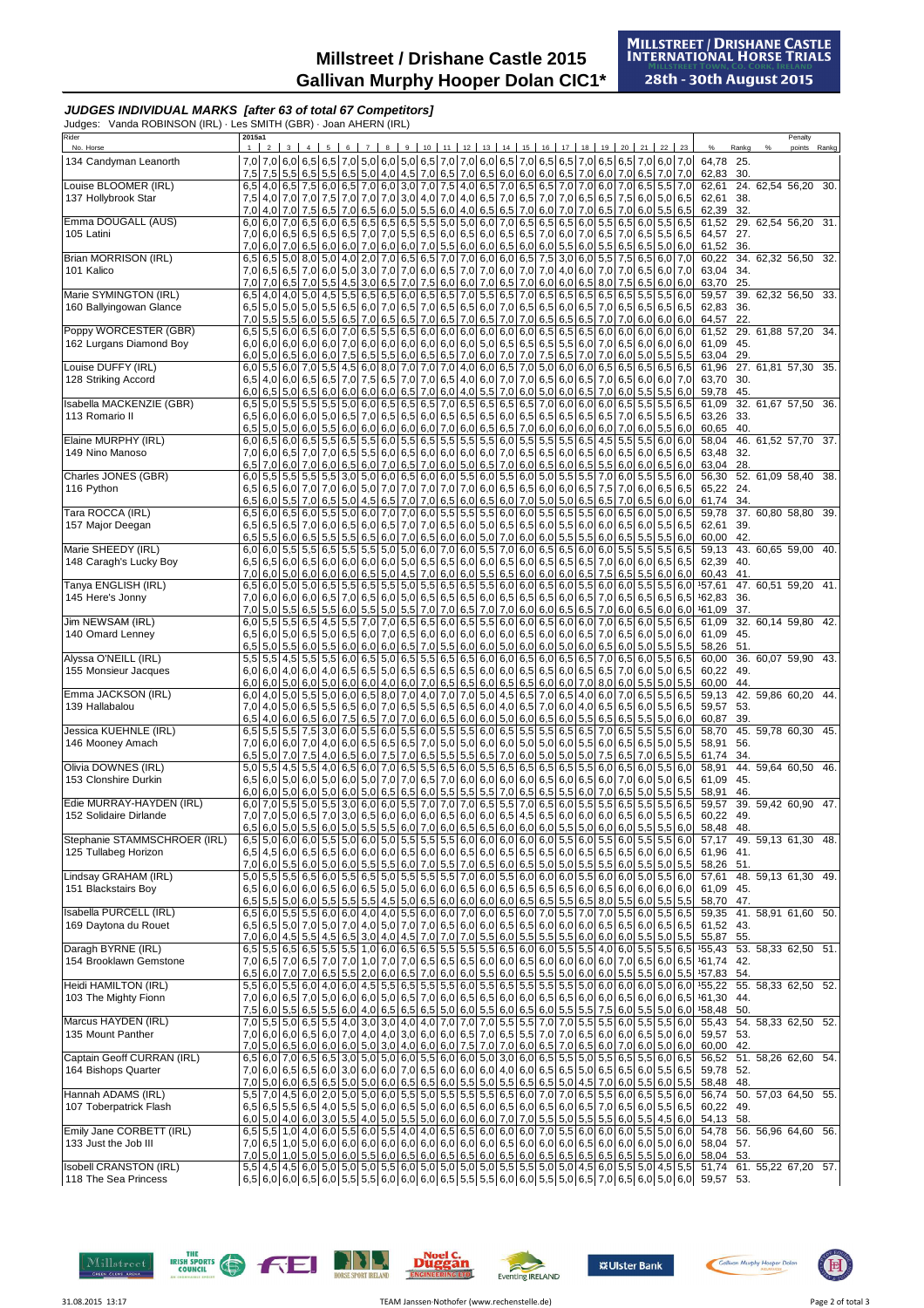# Millstreet / Drishane Castle 2015
# Gallivan Murphy Hooper Dolan CIC1*

**MILLSTREET / DRISHANE CASTLE INTERNATIONAL HORSE TRIALS**
MILLSTREET TOWN, CO. CORK, IRELAND
**28th - 30th August 2015**

### *JUDGES INDIVIDUAL MARKS [after 63 of total 67 Competitors]*

Judges: Vanda ROBINSON (IRL) · Les SMITH (GBR) · Joan AHERN (IRL)

| Rider / No. Horse | 1 | 2 | 3 | 4 | 5 | 6 | 7 | 8 | 9 | 10 | 11 | 12 | 13 | 14 | 15 | 16 | 17 | 18 | 19 | 20 | 21 | 22 | 23 | % | Rankg | % | Penalty points | Rankg |
|---|---|---|---|---|---|---|---|---|---|---|---|---|---|---|---|---|---|---|---|---|---|---|---|---|---|---|---|---|
| 134 Candyman Leanorth | 7,0 | 7,0 | 6,0 | 6,5 | 6,5 | 7,0 | 5,0 | 6,0 | 5,0 | 6,5 | 7,0 | 7,0 | 6,0 | 6,5 | 7,0 | 6,5 | 6,5 | 7,0 | 6,5 | 6,5 | 7,0 | 6,0 | 7,0 | 64,78 | 25. | | | |
| | 7,5 | 7,5 | 5,5 | 6,5 | 5,5 | 6,5 | 5,0 | 4,0 | 4,5 | 7,0 | 6,5 | 7,0 | 6,5 | 6,0 | 6,0 | 6,0 | 6,5 | 7,0 | 6,0 | 7,0 | 6,5 | 7,0 | 7,0 | 62,83 | 30. | | | |
| Louise BLOOMER (IRL) | 6,5 | 4,0 | 6,5 | 7,5 | 6,0 | 6,5 | 7,0 | 6,0 | 3,0 | 7,0 | 7,5 | 4,0 | 6,5 | 7,0 | 6,5 | 6,5 | 7,0 | 7,0 | 6,0 | 7,0 | 6,5 | 5,5 | 7,0 | 62,61 | 24. | 62,54 | 56,20 | 30. |
| 137 Hollybrook Star | 7,5 | 4,0 | 7,0 | 7,0 | 7,5 | 7,0 | 7,0 | 7,0 | 3,0 | 4,0 | 7,0 | 4,0 | 6,5 | 7,0 | 6,5 | 7,0 | 7,0 | 6,5 | 6,5 | 7,5 | 6,0 | 5,0 | 6,5 | 62,61 | 38. | | | |
| | 7,0 | 4,0 | 7,0 | 7,5 | 6,5 | 7,0 | 6,5 | 6,0 | 5,0 | 5,5 | 6,0 | 4,0 | 6,5 | 6,5 | 7,0 | 6,0 | 7,0 | 7,0 | 6,5 | 7,0 | 6,0 | 5,5 | 6,5 | 62,39 | 32. | | | |
| Emma DOUGALL (AUS) | 6,0 | 6,0 | 7,0 | 6,5 | 6,0 | 6,5 | 6,5 | 6,5 | 6,5 | 5,5 | 5,0 | 5,0 | 6,0 | 7,0 | 6,5 | 6,5 | 6,0 | 5,5 | 6,5 | 6,0 | 5,5 | 6,5 | | 61,52 | 29. | 62,54 | 56,20 | 31. |
| 105 Latini | 7,0 | 6,0 | 6,5 | 6,5 | 6,5 | 6,5 | 7,0 | 7,0 | 5,5 | 6,5 | 6,0 | 6,5 | 6,0 | 6,5 | 6,5 | 7,0 | 6,0 | 7,0 | 6,5 | 7,0 | 6,5 | 5,5 | 6,5 | 64,57 | 27. | | | |
| | 7,0 | 6,0 | 7,0 | 6,5 | 6,0 | 6,0 | 7,0 | 6,0 | 6,0 | 7,0 | 5,5 | 6,0 | 6,5 | 6,0 | 6,0 | 5,5 | 6,0 | 5,5 | 6,5 | 6,5 | 5,0 | 6,0 | | 61,52 | 36. | | | |
| Brian MORRISON (IRL) | 6,5 | 6,5 | 5,0 | 8,0 | 5,0 | 4,0 | 2,0 | 7,0 | 6,5 | 6,5 | 7,0 | 7,0 | 6,0 | 6,0 | 6,5 | 7,5 | 3,0 | 6,0 | 5,5 | 7,5 | 6,5 | 6,0 | 7,0 | 60,22 | 34. | 62,32 | 56,50 | 32. |
| 101 Kalico | 7,0 | 6,5 | 6,5 | 7,0 | 6,0 | 5,0 | 3,0 | 7,0 | 7,0 | 6,0 | 6,5 | 7,0 | 7,0 | 6,0 | 7,0 | 7,0 | 4,0 | 6,0 | 7,0 | 7,0 | 6,5 | 6,0 | 7,0 | 63,04 | 34. | | | |
| | 7,0 | 7,0 | 6,5 | 7,0 | 5,5 | 4,5 | 3,0 | 6,5 | 7,0 | 7,5 | 6,0 | 6,0 | 7,0 | 6,5 | 7,0 | 6,0 | 6,0 | 6,5 | 8,0 | 7,5 | 6,5 | 6,0 | 6,0 | 63,70 | 25. | | | |
| Marie SYMINGTON (IRL) | 6,5 | 4,0 | 4,0 | 5,0 | 4,5 | 5,5 | 6,5 | 6,5 | 6,0 | 6,5 | 6,5 | 7,0 | 5,5 | 6,5 | 7,0 | 6,5 | 6,5 | 6,5 | 6,5 | 5,5 | 5,5 | 6,0 | | 59,57 | 39. | 62,32 | 56,50 | 33. |
| 160 Ballyingowan Glance | 6,5 | 5,0 | 5,0 | 5,0 | 5,5 | 6,5 | 6,0 | 7,0 | 6,5 | 7,0 | 6,5 | 6,5 | 6,0 | 7,0 | 6,5 | 6,5 | 6,0 | 6,5 | 7,0 | 6,5 | 6,5 | 6,5 | 6,5 | 62,83 | 36. | | | |
| | 7,0 | 5,5 | 5,5 | 6,0 | 5,5 | 6,5 | 7,0 | 6,5 | 6,5 | 7,0 | 6,5 | 7,0 | 6,5 | 7,0 | 7,0 | 6,5 | 6,5 | 6,5 | 7,0 | 7,0 | 6,0 | 6,0 | 6,0 | 64,57 | 22. | | | |
| Poppy WORCESTER (GBR) | 6,5 | 5,5 | 6,0 | 6,5 | 6,0 | 7,0 | 6,5 | 5,5 | 6,5 | 6,0 | 6,0 | 6,0 | 6,0 | 6,0 | 6,0 | 6,5 | 6,5 | 6,5 | 6,0 | 6,0 | 6,0 | 6,0 | 6,0 | 61,52 | 29. | 61,88 | 57,20 | 34. |
| 162 Lurgans Diamond Boy | 6,0 | 6,0 | 6,0 | 6,0 | 6,0 | 7,0 | 6,0 | 6,0 | 6,0 | 6,0 | 6,0 | 6,0 | 5,0 | 6,5 | 6,5 | 6,5 | 5,5 | 6,0 | 7,0 | 6,5 | 6,0 | 6,0 | 6,0 | 61,09 | 45. | | | |
| | 6,0 | 5,0 | 6,5 | 6,0 | 6,0 | 7,5 | 6,5 | 5,5 | 6,0 | 6,5 | 6,5 | 7,0 | 6,0 | 7,0 | 7,0 | 7,5 | 6,5 | 7,0 | 7,0 | 6,0 | 5,0 | 5,5 | 5,5 | 63,04 | 29. | | | |
| Louise DUFFY (IRL) | 6,0 | 5,5 | 6,0 | 7,0 | 5,5 | 4,5 | 6,0 | 8,0 | 7,0 | 7,0 | 4,0 | 6,0 | 6,5 | 7,0 | 5,0 | 6,0 | 6,0 | 6,5 | 6,5 | 6,5 | 6,5 | 6,5 | | 61,96 | 27. | 61,81 | 57,30 | 35. |
| 128 Striking Accord | 6,5 | 4,0 | 6,0 | 6,5 | 6,5 | 7,0 | 7,5 | 6,5 | 7,0 | 7,0 | 6,5 | 4,0 | 6,0 | 7,0 | 7,0 | 6,5 | 6,5 | 6,5 | 7,0 | 6,5 | 6,0 | 6,0 | 7,0 | 63,70 | 30. | | | |
| | 6,0 | 6,5 | 5,0 | 6,5 | 6,0 | 6,0 | 6,0 | 6,0 | 6,5 | 7,0 | 6,0 | 4,0 | 5,5 | 7,0 | 6,0 | 5,0 | 6,0 | 6,5 | 7,0 | 6,0 | 5,5 | 5,5 | 6,0 | 59,78 | 45. | | | |
| Isabella MACKENZIE (GBR) | 6,5 | 5,0 | 5,5 | 5,5 | 5,5 | 5,0 | 6,0 | 6,5 | 6,5 | 6,5 | 7,0 | 6,5 | 6,5 | 6,5 | 6,5 | 7,0 | 6,0 | 6,0 | 6,0 | 6,5 | 5,5 | 5,5 | 6,5 | 61,09 | 32. | 61,67 | 57,50 | 36. |
| 113 Romario II | 6,5 | 6,0 | 6,0 | 6,0 | 5,0 | 6,5 | 7,0 | 6,5 | 6,5 | 6,0 | 6,5 | 6,5 | 6,5 | 6,0 | 6,5 | 6,5 | 6,5 | 6,5 | 6,5 | 7,0 | 6,5 | 5,5 | 6,5 | 63,26 | 33. | | | |
| | 6,5 | 5,0 | 5,0 | 6,0 | 5,5 | 6,0 | 6,0 | 6,0 | 6,0 | 6,0 | 7,0 | 6,0 | 6,5 | 6,5 | 7,0 | 6,0 | 6,0 | 6,0 | 6,0 | 7,0 | 6,0 | 5,5 | 6,0 | 60,65 | 40. | | | |
| Elaine MURPHY (IRL) | 6,0 | 6,5 | 6,0 | 6,5 | 5,5 | 6,5 | 5,5 | 6,0 | 5,5 | 6,5 | 5,5 | 5,5 | 5,5 | 6,0 | 5,5 | 5,5 | 5,5 | 6,5 | 4,5 | 5,5 | 5,5 | 6,0 | 6,0 | 58,04 | 46. | 61,52 | 57,70 | 37. |
| 149 Nino Manoso | 7,0 | 6,0 | 6,5 | 7,0 | 7,0 | 6,5 | 5,5 | 6,0 | 6,5 | 6,0 | 6,0 | 6,0 | 6,0 | 7,0 | 6,5 | 6,5 | 6,0 | 6,5 | 6,0 | 6,5 | 6,0 | 6,5 | 6,5 | 63,48 | 32. | | | |
| | 6,5 | 7,0 | 6,0 | 7,0 | 6,0 | 6,5 | 6,0 | 7,0 | 6,5 | 7,0 | 6,0 | 5,0 | 6,5 | 7,0 | 6,0 | 6,5 | 6,0 | 6,5 | 5,5 | 6,0 | 6,0 | 6,5 | 6,0 | 63,04 | 28. | | | |
| Charles JONES (GBR) | 6,0 | 5,5 | 5,5 | 5,5 | 5,5 | 3,0 | 5,0 | 6,0 | 6,5 | 6,0 | 6,0 | 5,5 | 6,0 | 5,5 | 6,0 | 5,0 | 5,5 | 5,5 | 7,0 | 6,0 | 5,5 | 5,5 | 6,0 | 56,30 | 52. | 61,09 | 58,40 | 38. |
| 116 Python | 6,5 | 6,5 | 6,0 | 7,0 | 7,0 | 6,0 | 5,0 | 7,0 | 7,0 | 7,0 | 7,0 | 7,0 | 6,0 | 6,5 | 6,5 | 6,0 | 6,0 | 6,5 | 7,5 | 7,0 | 6,0 | 6,5 | 6,5 | 65,22 | 24. | | | |
| | 6,5 | 6,0 | 5,5 | 7,0 | 6,5 | 5,0 | 4,5 | 6,5 | 7,0 | 7,0 | 6,5 | 6,0 | 6,5 | 6,0 | 7,0 | 5,0 | 5,0 | 6,5 | 6,5 | 7,0 | 6,5 | 6,0 | 6,0 | 61,74 | 34. | | | |
| Tara ROCCA (IRL) | 6,5 | 6,0 | 6,5 | 6,0 | 5,5 | 5,0 | 6,0 | 7,0 | 7,0 | 6,0 | 5,5 | 5,5 | 5,5 | 6,0 | 6,0 | 5,5 | 6,5 | 5,5 | 6,0 | 6,5 | 6,0 | 5,0 | 6,5 | 59,78 | 37. | 60,80 | 58,80 | 39. |
| 157 Major Deegan | 6,5 | 6,5 | 6,5 | 7,0 | 6,0 | 6,5 | 6,0 | 6,5 | 7,0 | 7,0 | 6,5 | 6,0 | 5,0 | 6,5 | 6,5 | 6,0 | 5,5 | 6,0 | 6,0 | 6,5 | 6,0 | 5,5 | 6,5 | 62,61 | 39. | | | |
| | 6,5 | 5,5 | 6,0 | 6,5 | 5,5 | 5,5 | 6,5 | 6,0 | 7,0 | 6,5 | 6,0 | 6,0 | 5,0 | 7,0 | 6,0 | 6,0 | 5,5 | 5,5 | 6,0 | 6,5 | 5,5 | 5,5 | 6,0 | 60,00 | 42. | | | |
| Marie SHEEDY (IRL) | 6,0 | 6,0 | 5,5 | 5,5 | 6,5 | 5,5 | 5,5 | 5,0 | 5,0 | 6,0 | 7,0 | 6,0 | 5,5 | 7,0 | 6,0 | 6,5 | 6,5 | 6,0 | 6,0 | 5,5 | 5,5 | 5,5 | 6,5 | 59,13 | 43. | 60,65 | 59,00 | 40. |
| 148 Caragh's Lucky Boy | 6,5 | 6,5 | 6,0 | 6,5 | 6,0 | 6,0 | 6,0 | 6,0 | 5,0 | 6,5 | 6,5 | 6,0 | 6,0 | 6,5 | 6,0 | 6,5 | 6,5 | 6,5 | 7,0 | 6,0 | 6,0 | 6,5 | 6,5 | 62,39 | 40. | | | |
| | 7,0 | 6,0 | 5,0 | 6,0 | 6,0 | 6,0 | 6,5 | 5,0 | 4,5 | 7,0 | 6,0 | 6,0 | 5,5 | 6,5 | 6,0 | 6,0 | 6,5 | 7,5 | 6,5 | 5,5 | 6,0 | 6,0 | | 60,43 | 41. | | | |
| Tanya ENGLISH (IRL) | 6,5 | 6,0 | 5,0 | 5,0 | 6,5 | 5,5 | 6,5 | 5,5 | 5,0 | 6,5 | 6,5 | 6,5 | 5,5 | 6,0 | 6,5 | 6,0 | 5,5 | 6,0 | 6,0 | 5,5 | 5,5 | 6,0 | | [1]57,61 | 47. | 60,51 | 59,20 | 41. |
| 145 Here's Jonny | 7,0 | 6,0 | 6,0 | 6,0 | 6,5 | 7,0 | 6,5 | 6,0 | 5,0 | 6,5 | 6,5 | 6,5 | 6,0 | 6,5 | 6,5 | 6,0 | 6,5 | 7,0 | 6,5 | 6,5 | 6,5 | 6,5 | | [1]62,83 | 36. | | | |
| | 7,0 | 5,0 | 5,5 | 6,5 | 5,5 | 6,0 | 5,5 | 5,0 | 5,5 | 7,0 | 7,0 | 6,5 | 7,0 | 7,0 | 6,0 | 6,5 | 6,5 | 7,0 | 6,0 | 6,5 | 6,0 | 6,0 | 6,0 | [1]61,09 | 37. | | | |
| Jim NEWSAM (IRL) | 6,0 | 5,5 | 5,5 | 6,5 | 4,5 | 5,5 | 7,0 | 7,0 | 6,5 | 6,5 | 6,0 | 6,5 | 5,5 | 6,0 | 6,0 | 6,5 | 6,0 | 7,0 | 6,5 | 6,0 | 5,5 | 6,5 | | 61,09 | 32. | 60,14 | 59,80 | 42. |
| 140 Omard Lenney | 6,5 | 6,0 | 5,0 | 6,5 | 5,0 | 6,5 | 6,0 | 7,0 | 6,5 | 6,0 | 6,0 | 6,0 | 6,0 | 6,0 | 6,5 | 6,0 | 6,0 | 6,5 | 7,0 | 6,5 | 6,0 | 5,0 | 6,0 | 61,09 | 45. | | | |
| | 6,5 | 5,0 | 5,5 | 6,0 | 5,5 | 6,0 | 6,0 | 6,0 | 6,5 | 7,0 | 5,5 | 6,0 | 6,0 | 5,0 | 6,0 | 5,0 | 6,0 | 6,5 | 6,0 | 5,0 | 5,5 | 5,5 | | 58,26 | 51. | | | |
| Alyssa O'NEILL (IRL) | 5,5 | 5,5 | 4,5 | 5,5 | 5,5 | 6,0 | 6,5 | 5,0 | 6,5 | 5,5 | 6,5 | 6,5 | 6,0 | 6,0 | 6,5 | 6,0 | 6,5 | 6,5 | 7,0 | 6,5 | 6,0 | 5,5 | 6,5 | 60,00 | 36. | 60,07 | 59,90 | 43. |
| 155 Monsieur Jacques | 6,0 | 6,0 | 4,0 | 6,0 | 4,0 | 6,5 | 6,5 | 5,0 | 6,5 | 6,5 | 6,5 | 6,5 | 6,0 | 6,0 | 6,5 | 6,5 | 6,0 | 6,5 | 6,5 | 7,0 | 6,0 | 5,0 | 6,5 | 60,22 | 49. | | | |
| | 6,0 | 6,0 | 5,0 | 6,0 | 5,0 | 6,0 | 6,0 | 4,0 | 6,0 | 7,0 | 6,5 | 6,5 | 6,0 | 6,5 | 6,5 | 6,0 | 6,0 | 7,0 | 8,0 | 6,0 | 5,5 | 5,0 | 5,5 | 60,00 | 44. | | | |
| Emma JACKSON (IRL) | 6,0 | 4,0 | 5,0 | 5,5 | 5,0 | 6,0 | 6,5 | 8,0 | 7,0 | 4,0 | 7,0 | 7,0 | 5,0 | 4,5 | 6,5 | 7,0 | 6,5 | 4,0 | 6,0 | 7,0 | 6,5 | 5,5 | 6,5 | 59,13 | 42. | 59,86 | 60,20 | 44. |
| 139 Hallabalou | 7,0 | 4,0 | 5,0 | 6,5 | 5,5 | 6,5 | 6,0 | 7,0 | 6,5 | 5,5 | 6,5 | 6,5 | 6,0 | 4,0 | 6,5 | 7,0 | 6,0 | 4,0 | 6,5 | 6,5 | 6,0 | 5,5 | 6,5 | 59,57 | 53. | | | |
| | 6,5 | 4,0 | 6,0 | 6,5 | 6,0 | 7,5 | 6,5 | 7,0 | 7,0 | 6,0 | 6,5 | 6,0 | 6,0 | 5,0 | 6,0 | 6,5 | 6,0 | 5,5 | 6,5 | 6,5 | 5,5 | 5,0 | 6,0 | 60,87 | 39. | | | |
| Jessica KUEHNLE (IRL) | 6,5 | 5,5 | 5,5 | 7,5 | 3,0 | 6,0 | 5,5 | 6,0 | 5,5 | 6,0 | 5,5 | 5,5 | 6,0 | 6,5 | 5,5 | 5,5 | 6,5 | 6,5 | 7,0 | 6,5 | 5,5 | 5,5 | 6,0 | 58,70 | 45. | 59,78 | 60,30 | 45. |
| 146 Mooney Amach | 7,0 | 6,0 | 6,0 | 7,0 | 4,0 | 6,0 | 6,5 | 6,5 | 6,5 | 7,0 | 5,0 | 5,0 | 6,0 | 6,0 | 5,0 | 5,0 | 6,0 | 5,5 | 6,0 | 6,5 | 6,5 | 5,0 | 5,5 | 58,91 | 56. | | | |
| | 6,5 | 5,0 | 7,0 | 7,5 | 4,0 | 6,5 | 6,0 | 7,5 | 7,0 | 6,5 | 5,5 | 5,5 | 6,5 | 7,0 | 6,0 | 5,0 | 5,0 | 5,0 | 7,5 | 6,5 | 7,0 | 6,5 | 5,5 | 61,74 | 34. | | | |
| Olivia DOWNES (IRL) | 5,0 | 5,5 | 4,5 | 5,5 | 4,0 | 6,5 | 6,0 | 7,0 | 6,5 | 5,5 | 6,5 | 6,0 | 5,5 | 6,5 | 6,5 | 6,5 | 5,5 | 6,0 | 6,5 | 6,0 | 5,5 | 6,0 | | 58,91 | 44. | 59,64 | 60,50 | 46. |
| 153 Clonshire Durkin | 6,5 | 6,0 | 5,0 | 6,0 | 5,0 | 6,0 | 5,0 | 7,0 | 7,0 | 6,5 | 7,0 | 6,0 | 6,0 | 6,0 | 6,0 | 6,5 | 6,0 | 6,5 | 6,0 | 7,0 | 6,0 | 5,0 | 6,5 | 61,09 | 45. | | | |
| | 6,0 | 6,0 | 5,0 | 6,0 | 5,0 | 6,0 | 5,0 | 6,5 | 6,5 | 6,0 | 5,5 | 5,5 | 5,5 | 7,0 | 6,5 | 6,5 | 5,5 | 6,0 | 7,0 | 6,5 | 5,0 | 5,5 | 5,5 | 58,91 | 46. | | | |
| Edie MURRAY-HAYDEN (IRL) | 6,0 | 7,0 | 5,5 | 5,0 | 5,5 | 3,0 | 6,0 | 6,0 | 5,5 | 7,0 | 7,0 | 6,5 | 5,5 | 7,0 | 6,5 | 6,0 | 5,5 | 5,5 | 6,5 | 5,5 | 5,5 | 6,5 | | 59,57 | 39. | 59,42 | 60,90 | 47. |
| 152 Solidaire Dirlande | 7,0 | 7,0 | 5,0 | 6,5 | 7,0 | 3,0 | 6,5 | 6,0 | 6,0 | 6,0 | 6,5 | 6,0 | 6,5 | 6,5 | 4,5 | 6,5 | 6,0 | 6,0 | 6,0 | 6,5 | 6,0 | 5,5 | 6,5 | 60,22 | 49. | | | |
| | 6,5 | 6,0 | 5,0 | 5,5 | 6,0 | 5,0 | 5,5 | 5,5 | 6,0 | 7,0 | 6,0 | 6,5 | 6,5 | 6,0 | 6,0 | 6,0 | 5,5 | 5,0 | 6,0 | 6,0 | 5,5 | 5,5 | 6,0 | 58,48 | 48. | | | |
| Stephanie STAMMSCHROER (IRL) | 6,5 | 5,0 | 6,0 | 6,0 | 5,5 | 5,0 | 6,0 | 5,0 | 5,5 | 5,5 | 5,0 | 6,0 | 6,0 | 6,0 | 6,0 | 6,0 | 5,5 | 6,0 | 5,5 | 6,0 | 5,5 | 5,5 | 6,0 | 57,17 | 49. | 59,13 | 61,30 | 48. |
| 125 Tullabeg Horizon | 6,5 | 4,5 | 6,0 | 6,5 | 6,5 | 6,0 | 6,0 | 6,0 | 6,5 | 6,0 | 6,0 | 6,5 | 6,0 | 6,5 | 6,5 | 6,5 | 6,0 | 6,5 | 6,5 | 6,5 | 6,0 | 6,0 | 6,5 | 61,96 | 41. | | | |
| | 7,0 | 6,0 | 5,5 | 6,0 | 5,0 | 6,0 | 5,5 | 5,5 | 6,0 | 7,0 | 5,5 | 7,0 | 6,5 | 6,0 | 6,5 | 5,0 | 5,0 | 5,5 | 5,5 | 6,0 | 5,5 | 5,0 | 5,5 | 58,26 | 51. | | | |
| Lindsay GRAHAM (IRL) | 5,0 | 5,5 | 5,5 | 6,5 | 6,0 | 5,5 | 6,5 | 5,0 | 5,5 | 5,5 | 5,5 | 7,0 | 6,0 | 5,5 | 6,0 | 6,0 | 6,0 | 5,5 | 6,0 | 6,0 | 5,0 | 5,5 | 6,0 | 57,61 | 48. | 59,13 | 61,30 | 49. |
| 151 Blackstairs Boy | 6,5 | 6,0 | 6,0 | 6,0 | 6,5 | 6,0 | 6,5 | 5,0 | 5,0 | 6,0 | 6,0 | 6,5 | 6,0 | 6,5 | 6,5 | 6,5 | 6,0 | 6,5 | 6,0 | 6,5 | 6,0 | 6,0 | 6,0 | 61,09 | 45. | | | |
| | 6,5 | 5,5 | 5,0 | 6,0 | 5,5 | 5,5 | 5,5 | 4,5 | 5,0 | 6,5 | 6,0 | 6,0 | 6,0 | 6,0 | 6,5 | 6,5 | 5,5 | 6,5 | 8,0 | 5,5 | 6,0 | 5,5 | 5,5 | 58,70 | 47. | | | |
| Isabella PURCELL (IRL) | 6,5 | 6,0 | 5,5 | 5,5 | 6,0 | 6,0 | 4,0 | 4,0 | 5,5 | 6,0 | 6,0 | 7,0 | 6,0 | 6,5 | 6,0 | 7,0 | 5,5 | 7,0 | 7,0 | 5,5 | 6,0 | 5,5 | 6,5 | 59,35 | 41. | 58,91 | 61,60 | 50. |
| 169 Daytona du Rouet | 6,5 | 6,5 | 5,0 | 7,0 | 5,0 | 7,0 | 4,0 | 5,0 | 7,0 | 7,0 | 6,5 | 6,0 | 6,0 | 6,5 | 6,5 | 6,0 | 6,0 | 6,0 | 6,5 | 6,5 | 6,0 | 6,5 | 6,5 | 61,52 | 43. | | | |
| | 7,0 | 6,0 | 4,5 | 5,5 | 4,5 | 6,5 | 3,0 | 4,0 | 4,5 | 7,0 | 7,0 | 7,0 | 5,5 | 6,0 | 5,5 | 5,5 | 5,5 | 6,0 | 6,0 | 6,0 | 5,5 | 5,0 | 5,5 | 55,87 | 55. | | | |
| Daragh BYRNE (IRL) | 6,5 | 5,5 | 6,5 | 6,5 | 5,5 | 5,5 | 1,0 | 6,0 | 6,5 | 6,5 | 5,5 | 5,5 | 5,5 | 6,5 | 6,0 | 6,0 | 5,5 | 5,5 | 4,0 | 6,0 | 5,5 | 5,5 | 6,5 | [1]55,43 | 53. | 58,33 | 62,50 | 51. |
| 154 Brooklawn Gemstone | 7,0 | 6,5 | 7,0 | 6,5 | 7,0 | 7,0 | 1,0 | 7,0 | 7,0 | 6,5 | 6,5 | 6,5 | 6,0 | 6,0 | 6,5 | 6,0 | 6,0 | 6,0 | 6,0 | 7,0 | 6,5 | 6,0 | 6,5 | [1]61,74 | 42. | | | |
| | 6,5 | 6,0 | 7,0 | 7,0 | 6,5 | 5,5 | 2,0 | 6,0 | 6,5 | 7,0 | 6,0 | 6,0 | 5,5 | 6,0 | 6,5 | 5,5 | 5,0 | 6,0 | 6,0 | 5,5 | 5,5 | 6,0 | 5,5 | [1]57,83 | 54. | | | |
| Heidi HAMILTON (IRL) | 5,5 | 6,0 | 5,5 | 6,0 | 4,0 | 6,0 | 4,5 | 5,5 | 6,5 | 5,5 | 5,5 | 6,0 | 5,5 | 6,5 | 5,5 | 5,5 | 5,5 | 5,0 | 6,0 | 6,0 | 6,0 | 5,0 | 6,0 | [1]55,22 | 55. | 58,33 | 62,50 | 52. |
| 103 The Mighty Fionn | 7,0 | 6,0 | 6,5 | 7,0 | 5,0 | 6,0 | 6,0 | 5,0 | 6,5 | 7,0 | 6,0 | 6,5 | 6,5 | 6,0 | 6,0 | 6,5 | 6,5 | 6,0 | 6,0 | 6,5 | 6,0 | 6,0 | 6,5 | [1]61,30 | 44. | | | |
| | 7,5 | 6,0 | 5,5 | 6,5 | 5,5 | 6,0 | 4,0 | 6,5 | 6,5 | 6,5 | 5,0 | 6,0 | 5,5 | 6,0 | 6,0 | 5,5 | 5,5 | 7,5 | 6,0 | 5,5 | 5,0 | 6,0 | 6,0 | [1]58,48 | 50. | | | |
| Marcus HAYDEN (IRL) | 7,0 | 5,5 | 5,0 | 6,5 | 5,5 | 4,0 | 3,0 | 3,0 | 4,0 | 4,0 | 7,0 | 7,0 | 7,0 | 5,5 | 5,5 | 7,0 | 7,0 | 5,5 | 5,5 | 6,0 | 5,5 | 5,5 | 6,0 | 55,43 | 54. | 58,33 | 62,50 | 52. |
| 135 Mount Panther | 7,0 | 6,0 | 6,0 | 6,5 | 6,0 | 7,0 | 4,0 | 4,0 | 3,0 | 6,0 | 6,0 | 6,5 | 7,0 | 6,5 | 5,5 | 7,0 | 7,0 | 6,5 | 6,0 | 6,0 | 6,5 | 5,0 | 6,0 | 59,57 | 53. | | | |
| | 7,0 | 5,0 | 6,5 | 6,0 | 6,0 | 6,0 | 5,0 | 3,0 | 4,0 | 6,0 | 6,0 | 7,5 | 7,0 | 7,0 | 6,0 | 6,5 | 7,0 | 6,5 | 6,0 | 7,0 | 6,0 | 5,0 | 6,0 | 60,00 | 42. | | | |
| Captain Geoff CURRAN (IRL) | 6,5 | 6,0 | 7,0 | 6,5 | 6,5 | 3,0 | 5,0 | 5,0 | 6,0 | 5,5 | 6,0 | 6,0 | 5,0 | 3,0 | 6,0 | 6,5 | 5,5 | 5,0 | 5,5 | 6,5 | 5,5 | 6,0 | 6,5 | 56,52 | 51. | 58,26 | 62,60 | 54. |
| 164 Bishops Quarter | 7,0 | 6,0 | 6,5 | 6,5 | 6,0 | 3,0 | 6,0 | 6,0 | 7,0 | 6,5 | 6,0 | 6,0 | 6,0 | 4,0 | 6,0 | 6,5 | 6,5 | 5,0 | 6,5 | 6,5 | 6,0 | 5,5 | 6,5 | 59,78 | 52. | | | |
| | 7,0 | 5,0 | 6,0 | 6,5 | 6,5 | 5,0 | 5,0 | 5,0 | 6,0 | 6,5 | 6,5 | 6,0 | 5,5 | 5,0 | 5,5 | 6,5 | 6,5 | 5,0 | 4,5 | 7,0 | 6,0 | 5,5 | 6,0 | 58,48 | 48. | | | |
| Hannah ADAMS (IRL) | 5,5 | 7,0 | 4,5 | 6,0 | 2,0 | 5,0 | 5,0 | 6,0 | 5,5 | 5,0 | 5,5 | 5,5 | 6,5 | 6,5 | 6,0 | 7,0 | 6,0 | 6,5 | 5,5 | 6,0 | 5,5 | 5,5 | 6,0 | 56,74 | 50. | 57,03 | 64,50 | 55. |
| 107 Toberpatrick Flash | 6,5 | 6,5 | 5,5 | 6,5 | 4,0 | 5,5 | 5,0 | 6,0 | 6,5 | 5,0 | 6,0 | 6,5 | 6,0 | 6,5 | 6,0 | 6,5 | 6,0 | 6,5 | 7,0 | 6,5 | 6,0 | 5,5 | 6,5 | 60,22 | 49. | | | |
| | 6,0 | 5,0 | 4,0 | 6,0 | 3,0 | 5,5 | 4,0 | 5,0 | 5,5 | 5,0 | 6,0 | 6,0 | 6,0 | 7,0 | 7,0 | 5,5 | 5,0 | 5,5 | 5,5 | 6,0 | 5,5 | 4,5 | 6,0 | 54,13 | 58. | | | |
| Emily Jane CORBETT (IRL) | 6,5 | 5,5 | 1,0 | 4,0 | 6,0 | 5,5 | 6,0 | 5,5 | 4,0 | 4,0 | 6,5 | 6,5 | 6,0 | 6,0 | 7,0 | 5,5 | 6,0 | 6,0 | 6,0 | 5,5 | 5,0 | 6,0 | | 54,78 | 56. | 56,96 | 64,60 | 56. |
| 133 Just the Job III | 7,0 | 6,5 | 1,0 | 5,0 | 6,0 | 6,0 | 6,0 | 6,0 | 6,0 | 6,0 | 6,0 | 6,0 | 6,0 | 6,5 | 6,0 | 6,0 | 6,5 | 6,0 | 6,0 | 6,0 | 6,0 | 5,0 | 6,0 | 58,04 | 57. | | | |
| | 7,0 | 5,0 | 1,0 | 5,0 | 5,0 | 6,0 | 5,5 | 6,0 | 6,5 | 6,0 | 6,5 | 6,5 | 6,0 | 6,5 | 6,0 | 6,0 | 6,5 | 6,5 | 6,5 | 5,5 | 6,5 | 5,0 | 6,0 | 58,04 | 53. | | | |
| Isobell CRANSTON (IRL) | 5,5 | 4,5 | 4,5 | 6,0 | 5,0 | 5,0 | 5,0 | 5,5 | 6,0 | 5,0 | 5,0 | 5,0 | 5,0 | 5,5 | 5,5 | 5,0 | 5,0 | 4,5 | 6,0 | 5,5 | 5,0 | 4,5 | 5,5 | 51,74 | 61. | 55,22 | 67,20 | 57. |
| 118 The Sea Princess | 6,5 | 6,0 | 6,0 | 6,5 | 6,0 | 5,5 | 5,5 | 6,0 | 6,0 | 6,0 | 6,5 | 5,5 | 5,5 | 6,0 | 6,0 | 5,5 | 5,0 | 6,5 | 7,0 | 6,5 | 6,0 | 5,0 | 6,0 | 59,57 | 53. | | | |

31.08.2015 13:17 — TEAM Janssen·Nothofer (www.rechenstelle.de)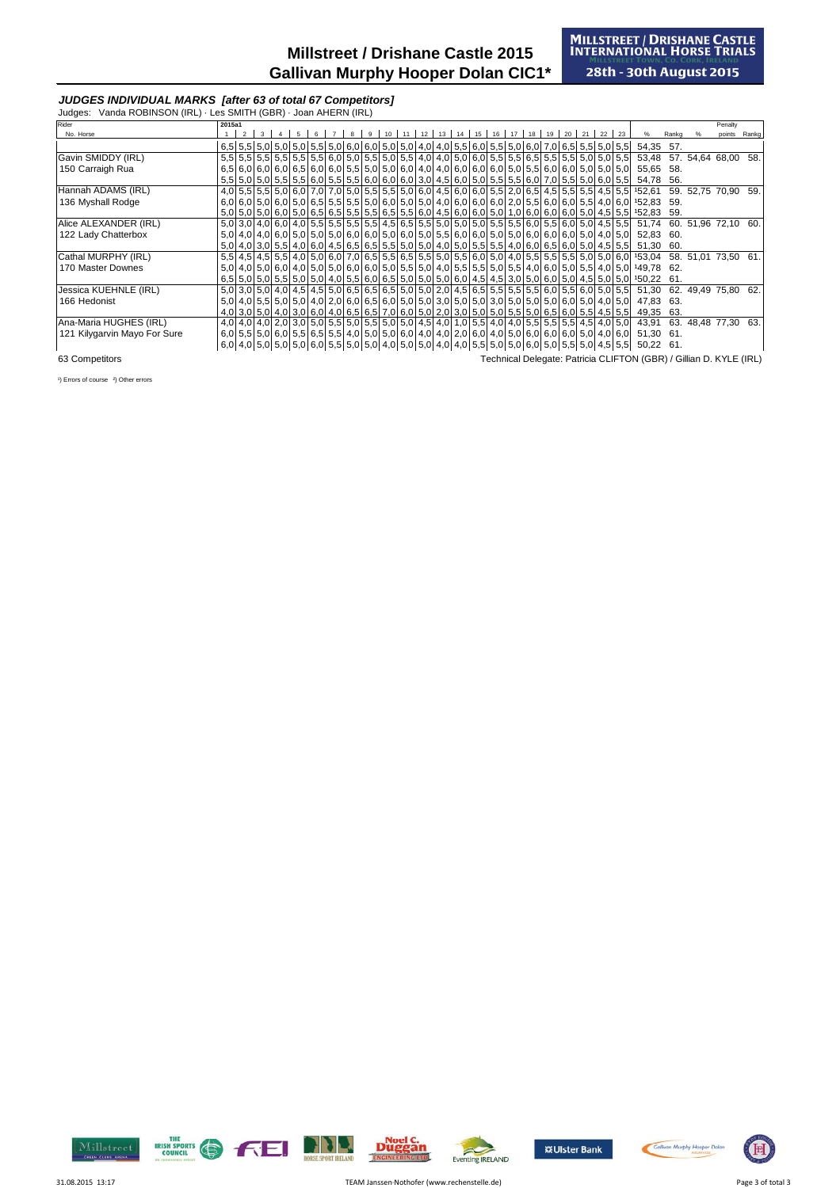# Millstreet / Drishane Castle 2015
# Gallivan Murphy Hooper Dolan CIC1*

MILLSTREET / DRISHANE CASTLE INTERNATIONAL HORSE TRIALS
Millstreet Town, Co. Cork, Ireland
28th - 30th August 2015

### *JUDGES INDIVIDUAL MARKS [after 63 of total 67 Competitors]*

Judges: Vanda ROBINSON (IRL) · Les SMITH (GBR) · Joan AHERN (IRL)

| Rider / No. Horse | 1 | 2 | 3 | 4 | 5 | 6 | 7 | 8 | 9 | 10 | 11 | 12 | 13 | 14 | 15 | 16 | 17 | 18 | 19 | 20 | 21 | 22 | 23 | % | Rankg | % | Penalty points | Rankg |
|---|---|---|---|---|---|---|---|---|---|---|---|---|---|---|---|---|---|---|---|---|---|---|---|---|---|---|---|---|
| | 6,5 | 5,5 | 5,0 | 5,0 | 5,0 | 5,5 | 5,0 | 6,0 | 6,0 | 5,0 | 5,0 | 4,0 | 4,0 | 5,5 | 6,0 | 5,5 | 5,0 | 6,0 | 7,0 | 6,5 | 5,5 | 5,0 | 5,5 | 54,35 | 57. | | | |
| Gavin SMIDDY (IRL) | 5,5 | 5,5 | 5,5 | 5,5 | 5,5 | 5,5 | 6,0 | 5,0 | 5,5 | 5,0 | 5,5 | 4,0 | 4,0 | 5,0 | 6,0 | 5,5 | 5,5 | 6,5 | 5,5 | 5,5 | 5,0 | 5,0 | 5,5 | 53,48 | 57. | 54,64 | 68,00 | 58. |
| 150 Carraigh Rua | 6,5 | 6,0 | 6,0 | 6,0 | 6,5 | 6,0 | 6,0 | 5,5 | 5,0 | 5,0 | 6,0 | 4,0 | 4,0 | 6,0 | 6,0 | 6,0 | 5,0 | 5,5 | 6,0 | 6,0 | 5,0 | 5,0 | 5,0 | 55,65 | 58. | | | |
| | 5,5 | 5,0 | 5,0 | 5,5 | 5,5 | 6,0 | 5,5 | 5,5 | 6,0 | 6,0 | 6,0 | 3,0 | 4,5 | 6,0 | 5,0 | 5,5 | 5,5 | 6,0 | 7,0 | 5,5 | 5,0 | 6,0 | 5,5 | 54,78 | 56. | | | |
| Hannah ADAMS (IRL) | 4,0 | 5,5 | 5,5 | 5,0 | 6,0 | 7,0 | 7,0 | 5,0 | 5,5 | 5,5 | 5,0 | 6,0 | 4,5 | 6,0 | 6,0 | 5,5 | 2,0 | 6,5 | 4,5 | 5,5 | 5,5 | 4,5 | 5,5 | [1]52,61 | 59. | 52,75 | 70,90 | 59. |
| 136 Myshall Rodge | 6,0 | 6,0 | 5,0 | 6,0 | 5,0 | 6,5 | 5,5 | 5,5 | 5,0 | 6,0 | 5,0 | 5,0 | 4,0 | 6,0 | 6,0 | 6,0 | 2,0 | 5,5 | 6,0 | 6,0 | 5,5 | 4,0 | 6,0 | [1]52,83 | 59. | | | |
| | 5,0 | 5,0 | 5,0 | 6,0 | 5,0 | 6,5 | 6,5 | 5,5 | 5,5 | 6,5 | 5,5 | 6,0 | 4,5 | 6,0 | 6,0 | 5,0 | 1,0 | 6,0 | 6,0 | 6,0 | 5,0 | 4,5 | 5,5 | [1]52,83 | 59. | | | |
| Alice ALEXANDER (IRL) | 5,0 | 3,0 | 4,0 | 6,0 | 4,0 | 5,5 | 5,5 | 5,5 | 5,5 | 4,5 | 6,5 | 5,5 | 5,0 | 5,0 | 5,0 | 5,5 | 5,5 | 6,0 | 5,5 | 6,0 | 5,0 | 4,5 | 5,5 | 51,74 | 60. | 51,96 | 72,10 | 60. |
| 122 Lady Chatterbox | 5,0 | 4,0 | 4,0 | 6,0 | 5,0 | 5,0 | 5,0 | 6,0 | 6,0 | 5,0 | 6,0 | 5,0 | 5,5 | 6,0 | 6,0 | 5,0 | 5,0 | 6,0 | 6,0 | 6,0 | 5,0 | 4,0 | 5,0 | 52,83 | 60. | | | |
| | 5,0 | 4,0 | 3,0 | 5,5 | 4,0 | 6,0 | 4,5 | 6,5 | 6,5 | 5,5 | 5,0 | 5,0 | 4,0 | 5,0 | 5,5 | 5,5 | 4,0 | 6,0 | 6,5 | 6,0 | 5,0 | 4,5 | 5,5 | 51,30 | 60. | | | |
| Cathal MURPHY (IRL) | 5,5 | 4,5 | 4,5 | 5,5 | 4,0 | 5,0 | 6,0 | 7,0 | 6,5 | 5,5 | 6,5 | 5,5 | 5,0 | 5,5 | 6,0 | 5,0 | 4,0 | 5,5 | 5,5 | 5,0 | 5,0 | 6,0 | 6,0 | [1]53,04 | 58. | 51,01 | 73,50 | 61. |
| 170 Master Downes | 5,0 | 4,0 | 5,0 | 6,0 | 4,0 | 5,0 | 5,0 | 6,0 | 6,0 | 5,0 | 5,5 | 5,0 | 4,0 | 5,5 | 5,5 | 5,0 | 5,5 | 4,0 | 6,0 | 5,0 | 5,5 | 4,0 | 5,0 | [1]49,78 | 62. | | | |
| | 6,5 | 5,0 | 5,0 | 5,5 | 5,0 | 5,0 | 4,0 | 5,5 | 6,0 | 6,5 | 5,0 | 5,0 | 5,0 | 6,0 | 4,5 | 4,5 | 3,0 | 5,0 | 6,0 | 5,0 | 4,5 | 5,0 | 5,0 | [1]50,22 | 61. | | | |
| Jessica KUEHNLE (IRL) | 5,0 | 3,0 | 5,0 | 4,0 | 4,5 | 4,5 | 5,0 | 6,5 | 6,5 | 6,5 | 5,0 | 5,0 | 2,0 | 4,5 | 6,5 | 5,5 | 5,5 | 5,5 | 6,0 | 5,5 | 6,0 | 5,0 | 5,5 | 51,30 | 62. | 49,49 | 75,80 | 62. |
| 166 Hedonist | 5,0 | 4,0 | 5,5 | 5,0 | 5,0 | 4,0 | 2,0 | 6,0 | 6,5 | 6,0 | 5,0 | 5,0 | 3,0 | 5,0 | 5,0 | 3,0 | 5,0 | 5,0 | 5,0 | 6,0 | 5,0 | 4,0 | 5,0 | 47,83 | 63. | | | |
| | 4,0 | 3,0 | 5,0 | 4,0 | 3,0 | 6,0 | 4,0 | 6,5 | 6,5 | 7,0 | 6,0 | 5,0 | 2,0 | 3,0 | 5,0 | 5,0 | 5,5 | 5,0 | 6,0 | 5,5 | 4,5 | 5,5 | 5,5 | 49,35 | 63. | | | |
| Ana-Maria HUGHES (IRL) | 4,0 | 4,0 | 4,0 | 2,0 | 3,0 | 5,0 | 5,5 | 5,0 | 5,5 | 5,0 | 5,0 | 4,5 | 4,0 | 1,0 | 5,5 | 4,0 | 4,0 | 5,5 | 5,5 | 5,5 | 4,5 | 4,0 | 5,0 | 43,91 | 63. | 48,48 | 77,30 | 63. |
| 121 Kilygarvin Mayo For Sure | 6,0 | 5,5 | 5,0 | 6,0 | 5,5 | 6,5 | 5,5 | 4,0 | 5,0 | 5,0 | 6,0 | 4,0 | 4,0 | 2,0 | 6,0 | 4,0 | 5,0 | 6,0 | 6,0 | 6,0 | 5,0 | 4,0 | 6,0 | 51,30 | 61. | | | |
| | 6,0 | 4,0 | 5,0 | 5,0 | 5,0 | 6,0 | 5,5 | 5,0 | 5,0 | 4,0 | 5,0 | 5,0 | 4,0 | 4,0 | 5,5 | 5,0 | 5,0 | 6,0 | 5,0 | 5,5 | 5,0 | 4,5 | 5,5 | 50,22 | 61. | | | |

63 Competitors

Technical Delegate: Patricia CLIFTON (GBR) / Gillian D. KYLE (IRL)

[1]) Errors of course [2]) Other errors

31.08.2015 13:17 TEAM Janssen-Nothofer (www.rechenstelle.de)